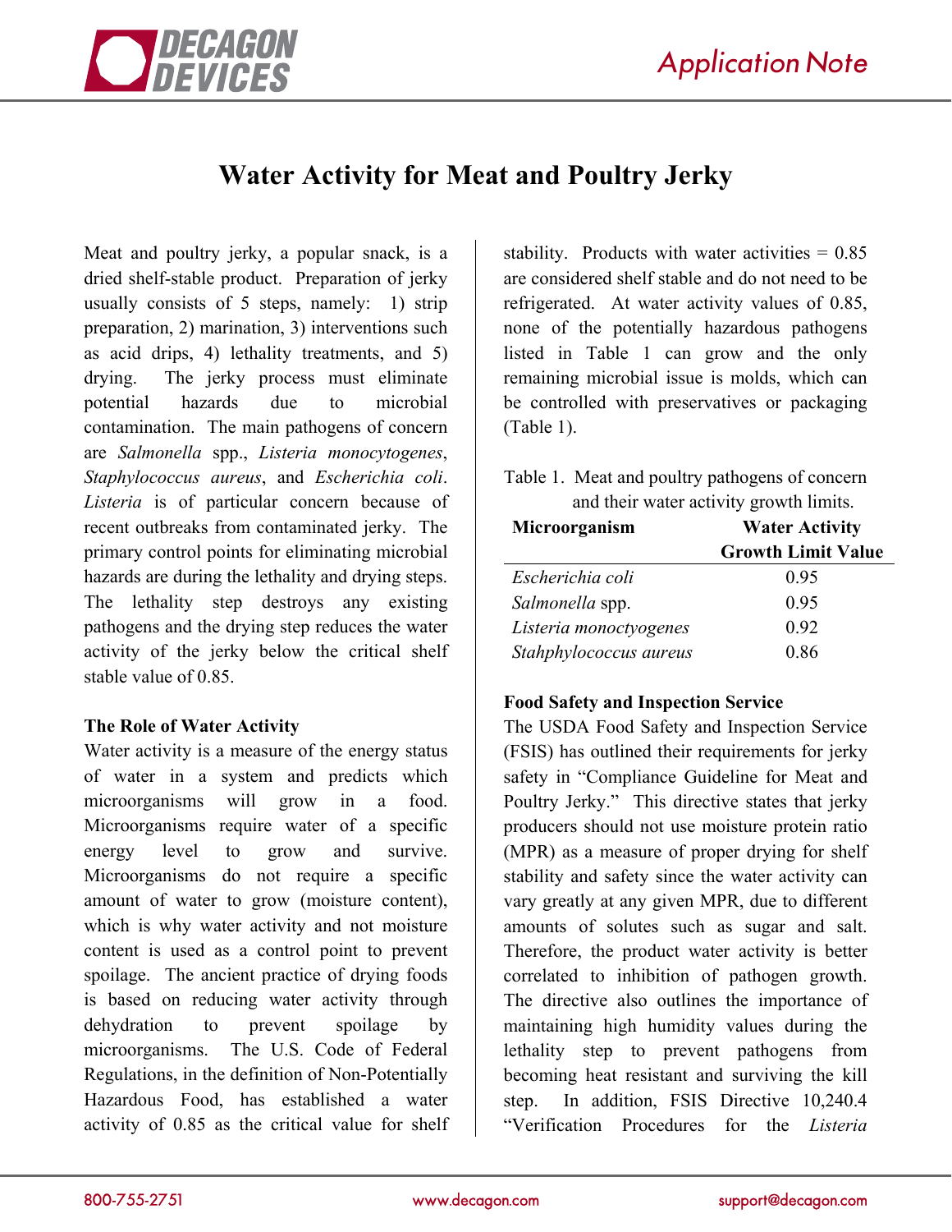# Water Activity for Meat and Poultry Jerky

Meat and poultry jerky, a popular snack, is a dried shelf-stable product. Preparation of jerky usually consists of 5 steps, namely: 1) strip preparation, 2) marination, 3) interventions such as acid drips, 4) lethality treatments, and 5) drying. The jerky process must eliminate potential hazards due to microbial contamination. The main pathogens of concern are *Salmonella* spp., *Listeria monocytogenes*, *Staphylococcus aureus*, and *Escherichia coli*. *Listeria* is of particular concern because of recent outbreaks from contaminated jerky. The primary control points for eliminating microbial hazards are during the lethality and drying steps. The lethality step destroys any existing pathogens and the drying step reduces the water activity of the jerky below the critical shelf stable value of 0.85.

**The Role of Water Activity**

Water activity is a measure of the energy status of water in a system and predicts which microorganisms will grow in a food. Microorganisms require water of a specific energy level to grow and survive. Microorganisms do not require a specific amount of water to grow (moisture content), which is why water activity and not moisture content is used as a control point to prevent spoilage. The ancient practice of drying foods is based on reducing water activity through dehydration to prevent spoilage by microorganisms. The U.S. Code of Federal Regulations, in the definition of Non-Potentially Hazardous Food, has established a water activity of 0.85 as the critical value for shelf stability. Products with water activities = 0.85 are considered shelf stable and do not need to be refrigerated. At water activity values of 0.85, none of the potentially hazardous pathogens listed in Table 1 can grow and the only remaining microbial issue is molds, which can be controlled with preservatives or packaging (Table 1).

Table 1. Meat and poultry pathogens of concern and their water activity growth limits.

| Microorganism | Water Activity Growth Limit Value |
|---|---|
| *Escherichia coli* | 0.95 |
| *Salmonella* spp. | 0.95 |
| *Listeria monoctyogenes* | 0.92 |
| *Stahphylococcus aureus* | 0.86 |

**Food Safety and Inspection Service**

The USDA Food Safety and Inspection Service (FSIS) has outlined their requirements for jerky safety in "Compliance Guideline for Meat and Poultry Jerky." This directive states that jerky producers should not use moisture protein ratio (MPR) as a measure of proper drying for shelf stability and safety since the water activity can vary greatly at any given MPR, due to different amounts of solutes such as sugar and salt. Therefore, the product water activity is better correlated to inhibition of pathogen growth. The directive also outlines the importance of maintaining high humidity values during the lethality step to prevent pathogens from becoming heat resistant and surviving the kill step. In addition, FSIS Directive 10,240.4 "Verification Procedures for the *Listeria*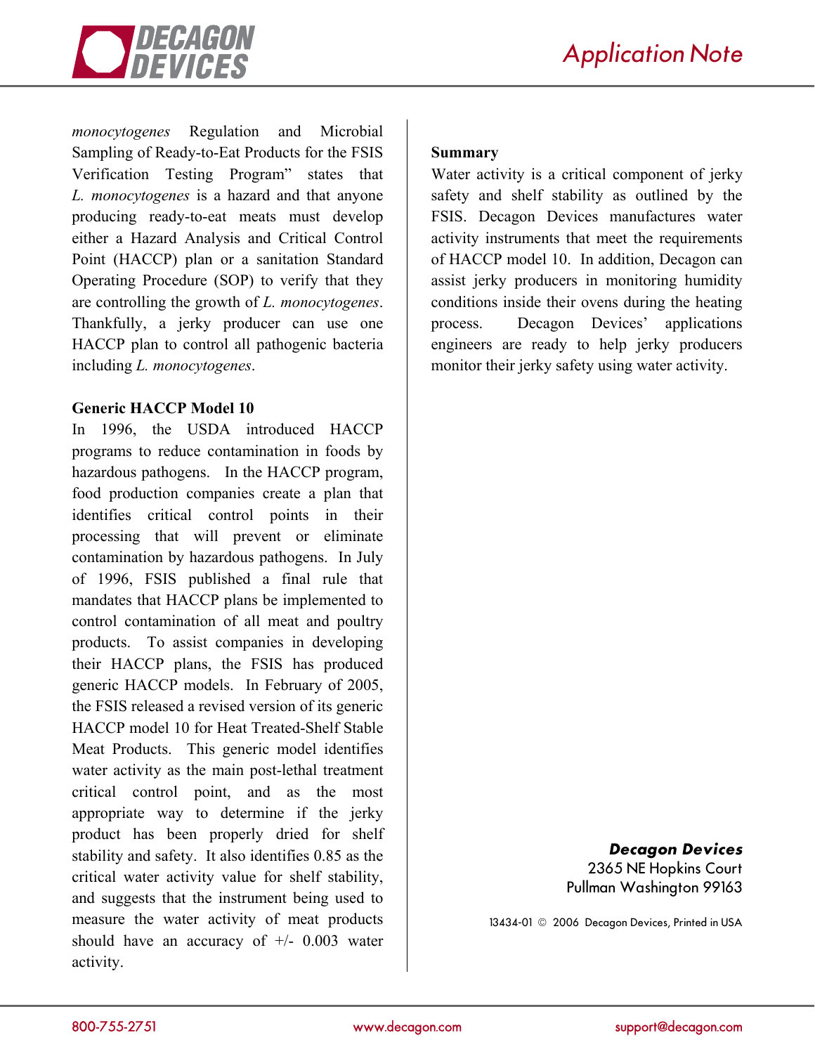*monocytogenes* Regulation and Microbial Sampling of Ready-to-Eat Products for the FSIS Verification Testing Program" states that *L. monocytogenes* is a hazard and that anyone producing ready-to-eat meats must develop either a Hazard Analysis and Critical Control Point (HACCP) plan or a sanitation Standard Operating Procedure (SOP) to verify that they are controlling the growth of *L. monocytogenes*. Thankfully, a jerky producer can use one HACCP plan to control all pathogenic bacteria including *L. monocytogenes*.

**Generic HACCP Model 10**

In 1996, the USDA introduced HACCP programs to reduce contamination in foods by hazardous pathogens. In the HACCP program, food production companies create a plan that identifies critical control points in their processing that will prevent or eliminate contamination by hazardous pathogens. In July of 1996, FSIS published a final rule that mandates that HACCP plans be implemented to control contamination of all meat and poultry products. To assist companies in developing their HACCP plans, the FSIS has produced generic HACCP models. In February of 2005, the FSIS released a revised version of its generic HACCP model 10 for Heat Treated-Shelf Stable Meat Products. This generic model identifies water activity as the main post-lethal treatment critical control point, and as the most appropriate way to determine if the jerky product has been properly dried for shelf stability and safety. It also identifies 0.85 as the critical water activity value for shelf stability, and suggests that the instrument being used to measure the water activity of meat products should have an accuracy of +/- 0.003 water activity.

**Summary**

Water activity is a critical component of jerky safety and shelf stability as outlined by the FSIS. Decagon Devices manufactures water activity instruments that meet the requirements of HACCP model 10. In addition, Decagon can assist jerky producers in monitoring humidity conditions inside their ovens during the heating process. Decagon Devices' applications engineers are ready to help jerky producers monitor their jerky safety using water activity.

***Decagon Devices***
2365 NE Hopkins Court
Pullman Washington 99163

13434-01 © 2006 Decagon Devices, Printed in USA